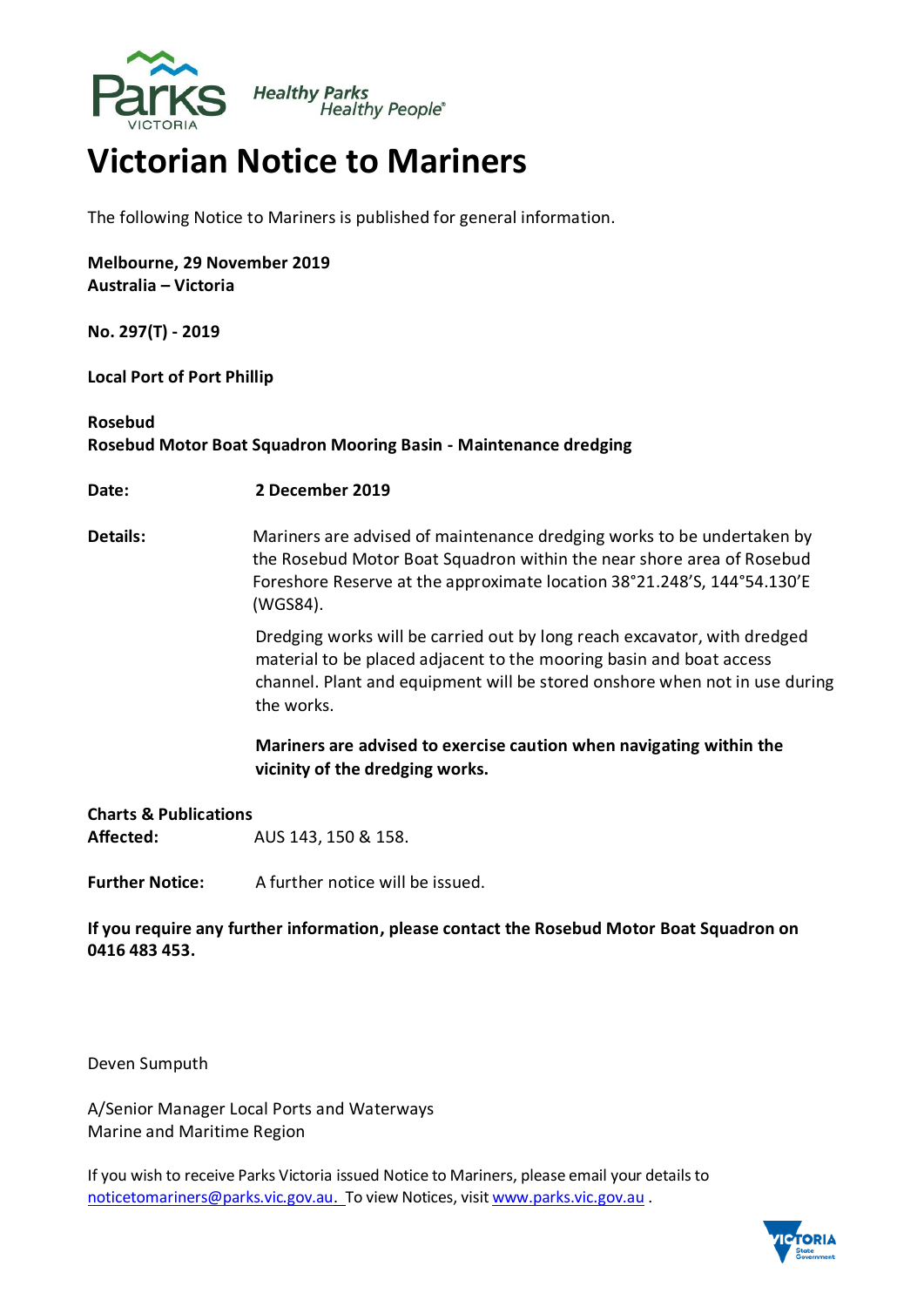Parks VICTORIA *Healthy Parks Healthy People*®

# Victorian Notice to Mariners

The following Notice to Mariners is published for general information.

**Melbourne, 29 November 2019**
**Australia – Victoria**

**No. 297(T) - 2019**

**Local Port of Port Phillip**

**Rosebud**
**Rosebud Motor Boat Squadron Mooring Basin - Maintenance dredging**

**Date:** **2 December 2019**

**Details:** Mariners are advised of maintenance dredging works to be undertaken by the Rosebud Motor Boat Squadron within the near shore area of Rosebud Foreshore Reserve at the approximate location 38°21.248'S, 144°54.130'E (WGS84).

Dredging works will be carried out by long reach excavator, with dredged material to be placed adjacent to the mooring basin and boat access channel. Plant and equipment will be stored onshore when not in use during the works.

**Mariners are advised to exercise caution when navigating within the vicinity of the dredging works.**

**Charts & Publications Affected:** AUS 143, 150 & 158.

**Further Notice:** A further notice will be issued.

**If you require any further information, please contact the Rosebud Motor Boat Squadron on 0416 483 453.**

Deven Sumputh

A/Senior Manager Local Ports and Waterways
Marine and Maritime Region

If you wish to receive Parks Victoria issued Notice to Mariners, please email your details to noticetomariners@parks.vic.gov.au. To view Notices, visit www.parks.vic.gov.au .

VICTORIA State Government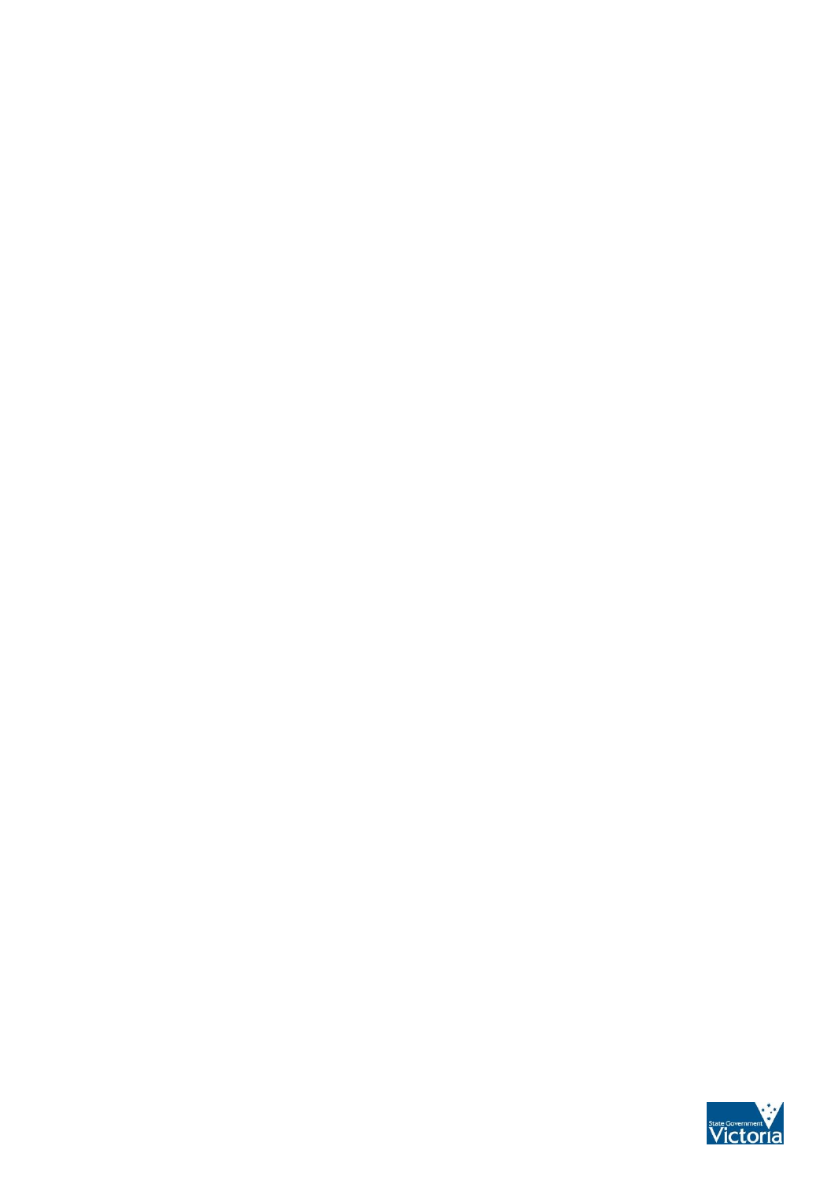State Government Victoria